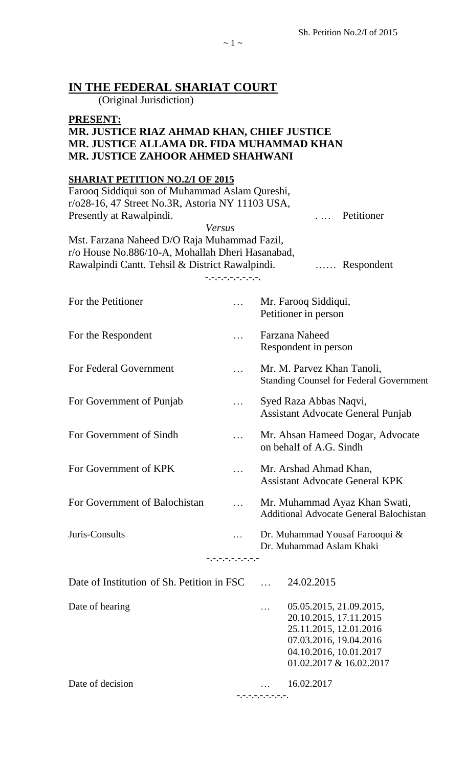## IN THE FEDERAL SHARIAT COURT

(Original Jurisdiction)

**PRESENT:**

**MR. JUSTICE RIAZ AHMAD KHAN, CHIEF JUSTICE**
**MR. JUSTICE ALLAMA DR. FIDA MUHAMMAD KHAN**
**MR. JUSTICE ZAHOOR AHMED SHAHWANI**

**SHARIAT PETITION NO.2/I OF 2015**

Farooq Siddiqui son of Muhammad Aslam Qureshi,
r/o28-16, 47 Street No.3R, Astoria NY 11103 USA,
Presently at Rawalpindi. …. Petitioner

*Versus*

Mst. Farzana Naheed D/O Raja Muhammad Fazil,
r/o House No.886/10-A, Mohallah Dheri Hasanabad,
Rawalpindi Cantt. Tehsil & District Rawalpindi. …… Respondent

-.-.-.-.-.-.-.-.

| | | |
|---|---|---|
| For the Petitioner | … | Mr. Farooq Siddiqui, Petitioner in person |
| For the Respondent | … | Farzana Naheed Respondent in person |
| For Federal Government | … | Mr. M. Parvez Khan Tanoli, Standing Counsel for Federal Government |
| For Government of Punjab | … | Syed Raza Abbas Naqvi, Assistant Advocate General Punjab |
| For Government of Sindh | … | Mr. Ahsan Hameed Dogar, Advocate on behalf of A.G. Sindh |
| For Government of KPK | … | Mr. Arshad Ahmad Khan, Assistant Advocate General KPK |
| For Government of Balochistan | … | Mr. Muhammad Ayaz Khan Swati, Additional Advocate General Balochistan |
| Juris-Consults | … | Dr. Muhammad Yousaf Farooqui & Dr. Muhammad Aslam Khaki |

-.-.-.-.-.-.-.-.-

| | | |
|---|---|---|
| Date of Institution of Sh. Petition in FSC | … | 24.02.2015 |
| Date of hearing | … | 05.05.2015, 21.09.2015, 20.10.2015, 17.11.2015 25.11.2015, 12.01.2016 07.03.2016, 19.04.2016 04.10.2016, 10.01.2017 01.02.2017 & 16.02.2017 |
| Date of decision | … | 16.02.2017 |

-.-.-.-.-.-.-.-.-.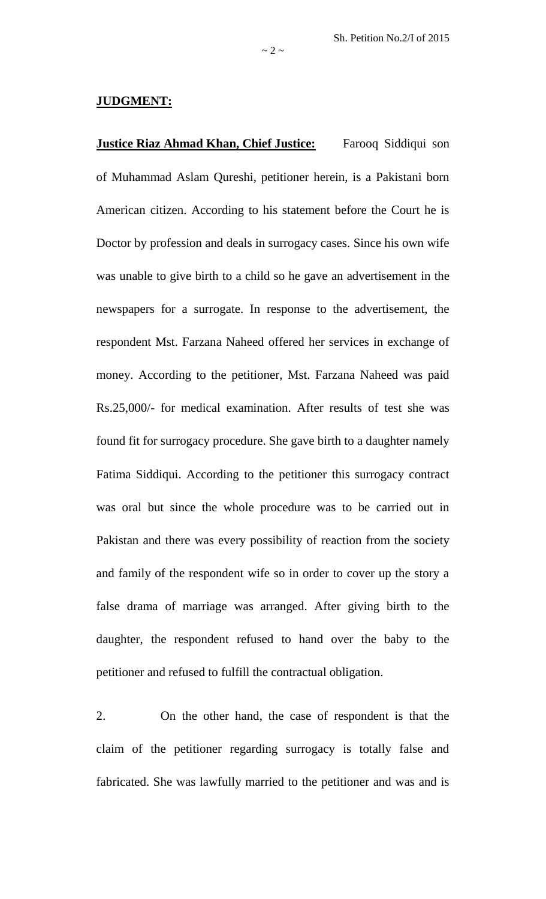**JUDGMENT:**

**Justice Riaz Ahmad Khan, Chief Justice:** Farooq Siddiqui son of Muhammad Aslam Qureshi, petitioner herein, is a Pakistani born American citizen. According to his statement before the Court he is Doctor by profession and deals in surrogacy cases. Since his own wife was unable to give birth to a child so he gave an advertisement in the newspapers for a surrogate. In response to the advertisement, the respondent Mst. Farzana Naheed offered her services in exchange of money. According to the petitioner, Mst. Farzana Naheed was paid Rs.25,000/- for medical examination. After results of test she was found fit for surrogacy procedure. She gave birth to a daughter namely Fatima Siddiqui. According to the petitioner this surrogacy contract was oral but since the whole procedure was to be carried out in Pakistan and there was every possibility of reaction from the society and family of the respondent wife so in order to cover up the story a false drama of marriage was arranged. After giving birth to the daughter, the respondent refused to hand over the baby to the petitioner and refused to fulfill the contractual obligation.

2. On the other hand, the case of respondent is that the claim of the petitioner regarding surrogacy is totally false and fabricated. She was lawfully married to the petitioner and was and is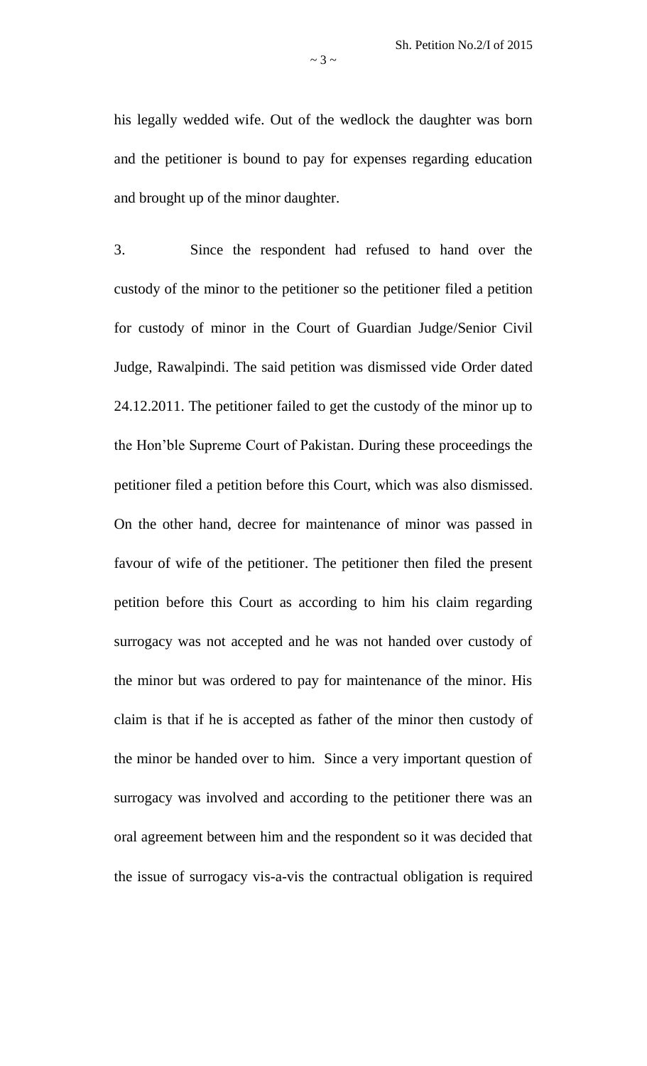his legally wedded wife. Out of the wedlock the daughter was born and the petitioner is bound to pay for expenses regarding education and brought up of the minor daughter.

3. Since the respondent had refused to hand over the custody of the minor to the petitioner so the petitioner filed a petition for custody of minor in the Court of Guardian Judge/Senior Civil Judge, Rawalpindi. The said petition was dismissed vide Order dated 24.12.2011. The petitioner failed to get the custody of the minor up to the Hon'ble Supreme Court of Pakistan. During these proceedings the petitioner filed a petition before this Court, which was also dismissed. On the other hand, decree for maintenance of minor was passed in favour of wife of the petitioner. The petitioner then filed the present petition before this Court as according to him his claim regarding surrogacy was not accepted and he was not handed over custody of the minor but was ordered to pay for maintenance of the minor. His claim is that if he is accepted as father of the minor then custody of the minor be handed over to him. Since a very important question of surrogacy was involved and according to the petitioner there was an oral agreement between him and the respondent so it was decided that the issue of surrogacy vis-a-vis the contractual obligation is required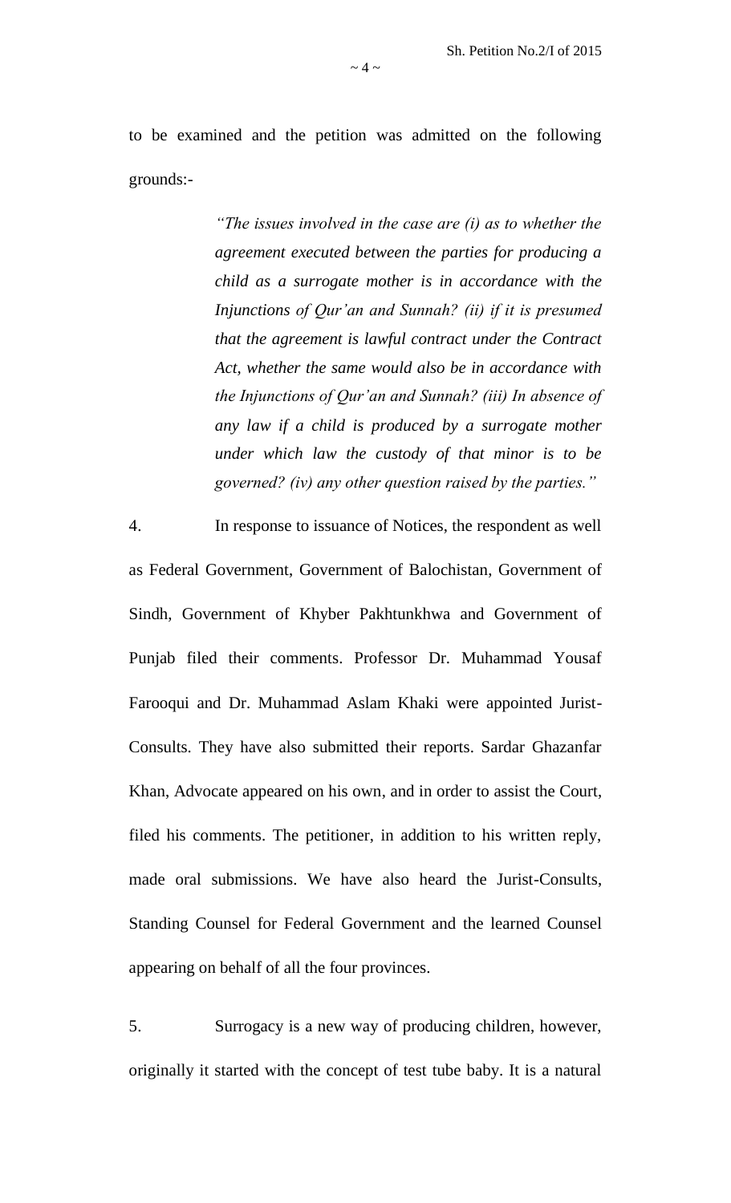to be examined and the petition was admitted on the following grounds:-

> *"The issues involved in the case are (i) as to whether the agreement executed between the parties for producing a child as a surrogate mother is in accordance with the Injunctions of Qur'an and Sunnah? (ii) if it is presumed that the agreement is lawful contract under the Contract Act, whether the same would also be in accordance with the Injunctions of Qur'an and Sunnah? (iii) In absence of any law if a child is produced by a surrogate mother under which law the custody of that minor is to be governed? (iv) any other question raised by the parties."*

4. In response to issuance of Notices, the respondent as well as Federal Government, Government of Balochistan, Government of Sindh, Government of Khyber Pakhtunkhwa and Government of Punjab filed their comments. Professor Dr. Muhammad Yousaf Farooqui and Dr. Muhammad Aslam Khaki were appointed Jurist-Consults. They have also submitted their reports. Sardar Ghazanfar Khan, Advocate appeared on his own, and in order to assist the Court, filed his comments. The petitioner, in addition to his written reply, made oral submissions. We have also heard the Jurist-Consults, Standing Counsel for Federal Government and the learned Counsel appearing on behalf of all the four provinces.

5. Surrogacy is a new way of producing children, however, originally it started with the concept of test tube baby. It is a natural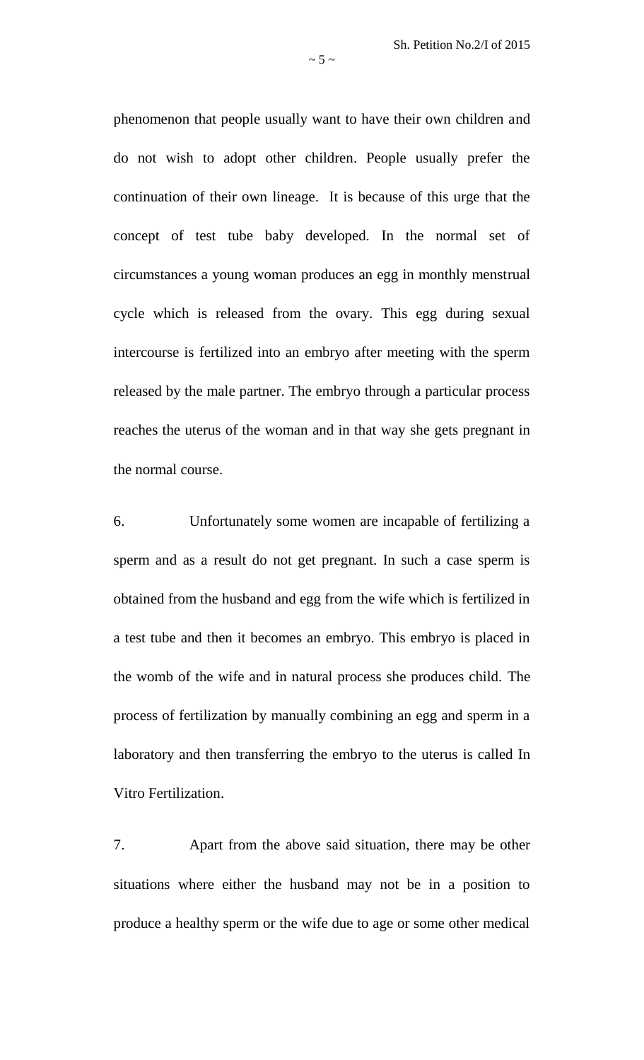phenomenon that people usually want to have their own children and do not wish to adopt other children. People usually prefer the continuation of their own lineage. It is because of this urge that the concept of test tube baby developed. In the normal set of circumstances a young woman produces an egg in monthly menstrual cycle which is released from the ovary. This egg during sexual intercourse is fertilized into an embryo after meeting with the sperm released by the male partner. The embryo through a particular process reaches the uterus of the woman and in that way she gets pregnant in the normal course.

6. Unfortunately some women are incapable of fertilizing a sperm and as a result do not get pregnant. In such a case sperm is obtained from the husband and egg from the wife which is fertilized in a test tube and then it becomes an embryo. This embryo is placed in the womb of the wife and in natural process she produces child. The process of fertilization by manually combining an egg and sperm in a laboratory and then transferring the embryo to the uterus is called In Vitro Fertilization.

7. Apart from the above said situation, there may be other situations where either the husband may not be in a position to produce a healthy sperm or the wife due to age or some other medical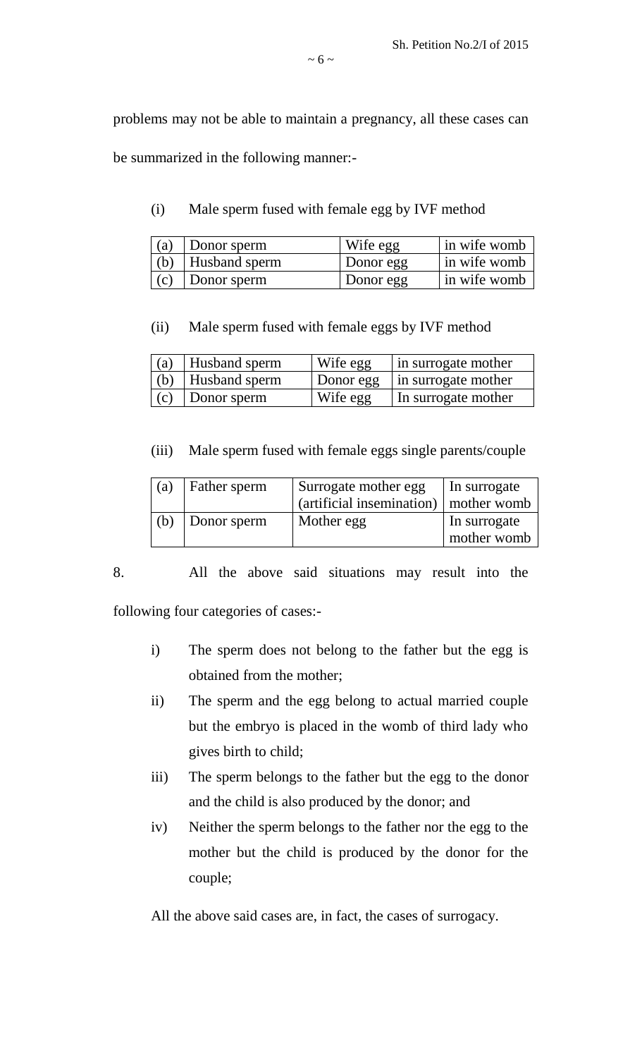problems may not be able to maintain a pregnancy, all these cases can be summarized in the following manner:-

(i) Male sperm fused with female egg by IVF method

| | | | |
|---|---|---|---|
| (a) | Donor sperm | Wife egg | in wife womb |
| (b) | Husband sperm | Donor egg | in wife womb |
| (c) | Donor sperm | Donor egg | in wife womb |

(ii) Male sperm fused with female eggs by IVF method

| | | | |
|---|---|---|---|
| (a) | Husband sperm | Wife egg | in surrogate mother |
| (b) | Husband sperm | Donor egg | in surrogate mother |
| (c) | Donor sperm | Wife egg | In surrogate mother |

(iii) Male sperm fused with female eggs single parents/couple

| | | | |
|---|---|---|---|
| (a) | Father sperm | Surrogate mother egg (artificial insemination) | In surrogate mother womb |
| (b) | Donor sperm | Mother egg | In surrogate mother womb |

8. All the above said situations may result into the following four categories of cases:-

i) The sperm does not belong to the father but the egg is obtained from the mother;

ii) The sperm and the egg belong to actual married couple but the embryo is placed in the womb of third lady who gives birth to child;

iii) The sperm belongs to the father but the egg to the donor and the child is also produced by the donor; and

iv) Neither the sperm belongs to the father nor the egg to the mother but the child is produced by the donor for the couple;

All the above said cases are, in fact, the cases of surrogacy.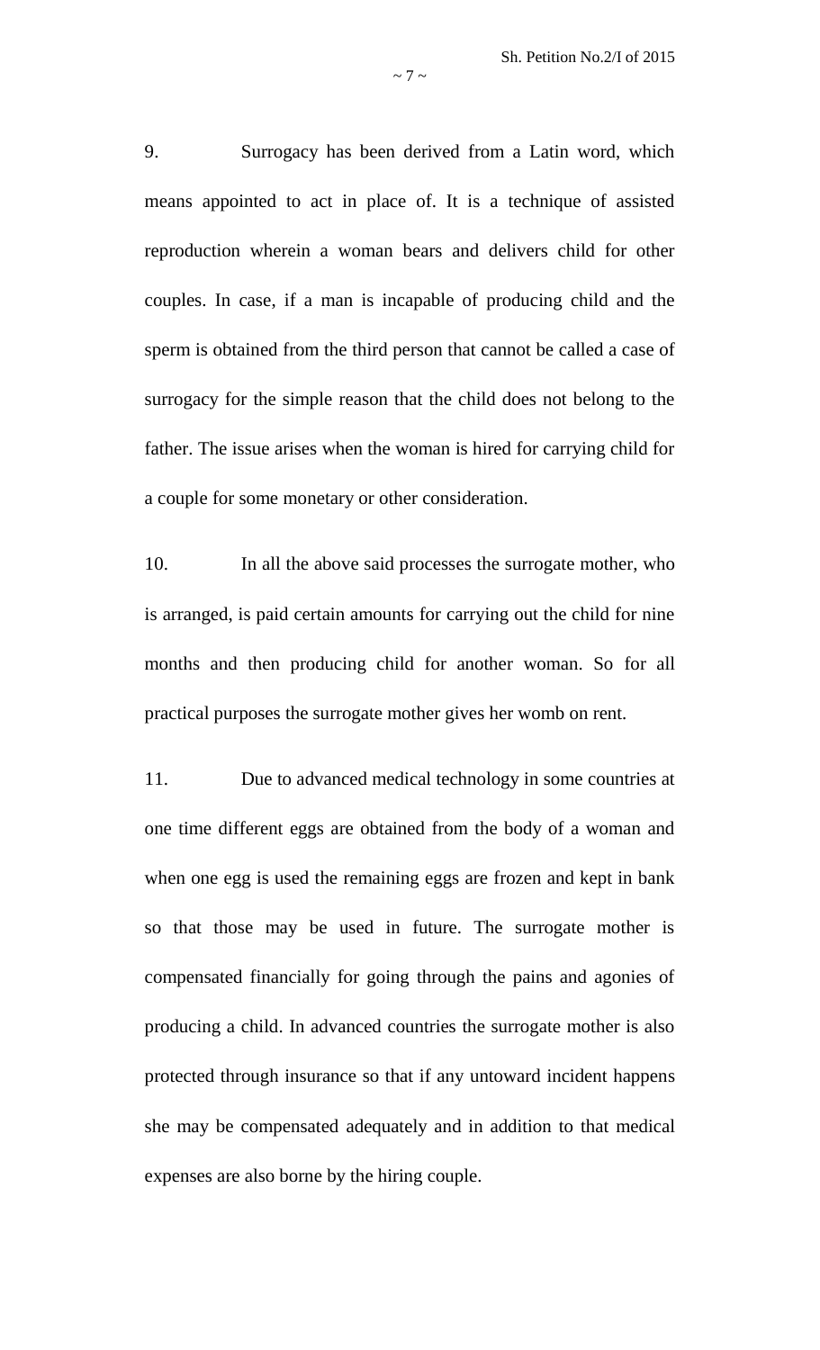9. Surrogacy has been derived from a Latin word, which means appointed to act in place of. It is a technique of assisted reproduction wherein a woman bears and delivers child for other couples. In case, if a man is incapable of producing child and the sperm is obtained from the third person that cannot be called a case of surrogacy for the simple reason that the child does not belong to the father. The issue arises when the woman is hired for carrying child for a couple for some monetary or other consideration.

10. In all the above said processes the surrogate mother, who is arranged, is paid certain amounts for carrying out the child for nine months and then producing child for another woman. So for all practical purposes the surrogate mother gives her womb on rent.

11. Due to advanced medical technology in some countries at one time different eggs are obtained from the body of a woman and when one egg is used the remaining eggs are frozen and kept in bank so that those may be used in future. The surrogate mother is compensated financially for going through the pains and agonies of producing a child. In advanced countries the surrogate mother is also protected through insurance so that if any untoward incident happens she may be compensated adequately and in addition to that medical expenses are also borne by the hiring couple.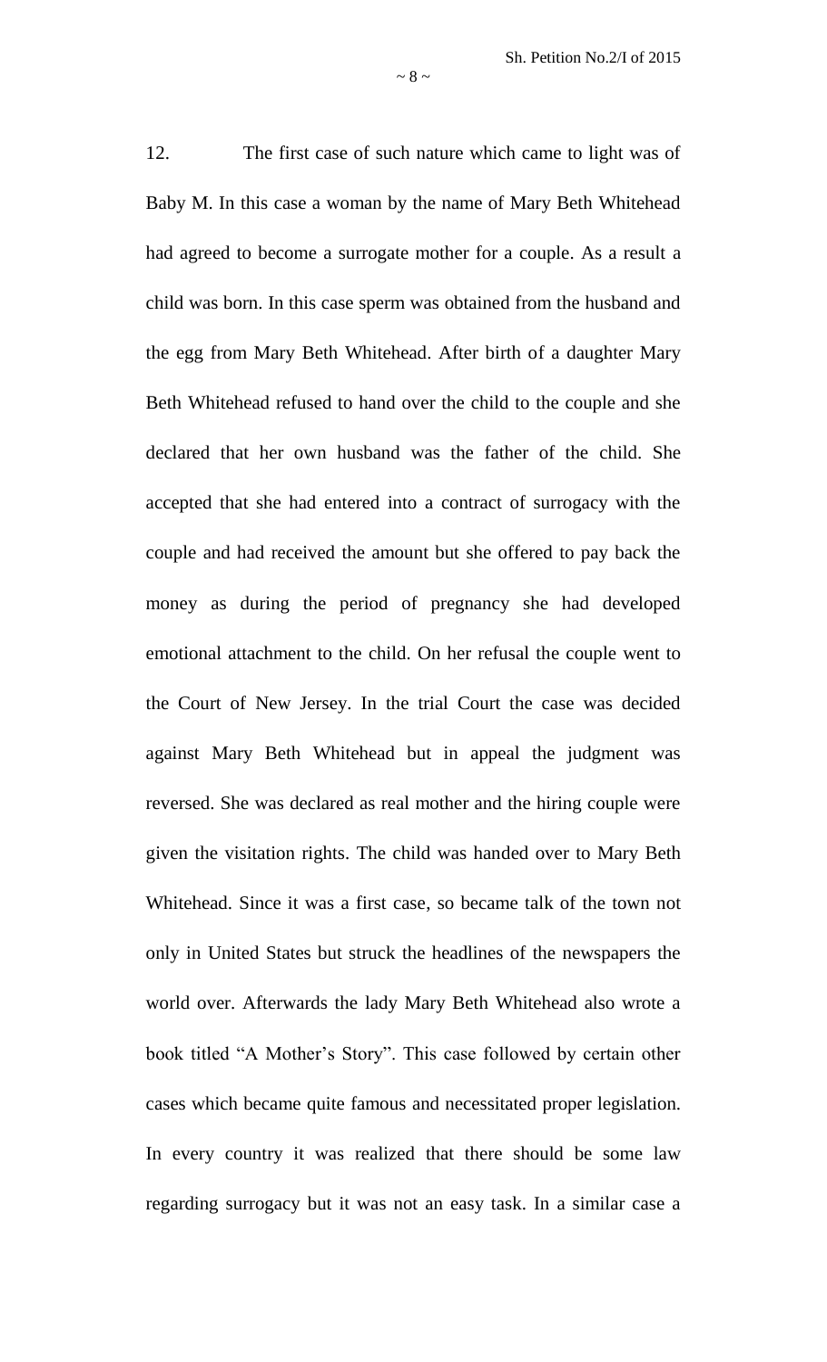12. The first case of such nature which came to light was of Baby M. In this case a woman by the name of Mary Beth Whitehead had agreed to become a surrogate mother for a couple. As a result a child was born. In this case sperm was obtained from the husband and the egg from Mary Beth Whitehead. After birth of a daughter Mary Beth Whitehead refused to hand over the child to the couple and she declared that her own husband was the father of the child. She accepted that she had entered into a contract of surrogacy with the couple and had received the amount but she offered to pay back the money as during the period of pregnancy she had developed emotional attachment to the child. On her refusal the couple went to the Court of New Jersey. In the trial Court the case was decided against Mary Beth Whitehead but in appeal the judgment was reversed. She was declared as real mother and the hiring couple were given the visitation rights. The child was handed over to Mary Beth Whitehead. Since it was a first case, so became talk of the town not only in United States but struck the headlines of the newspapers the world over. Afterwards the lady Mary Beth Whitehead also wrote a book titled "A Mother's Story". This case followed by certain other cases which became quite famous and necessitated proper legislation. In every country it was realized that there should be some law regarding surrogacy but it was not an easy task. In a similar case a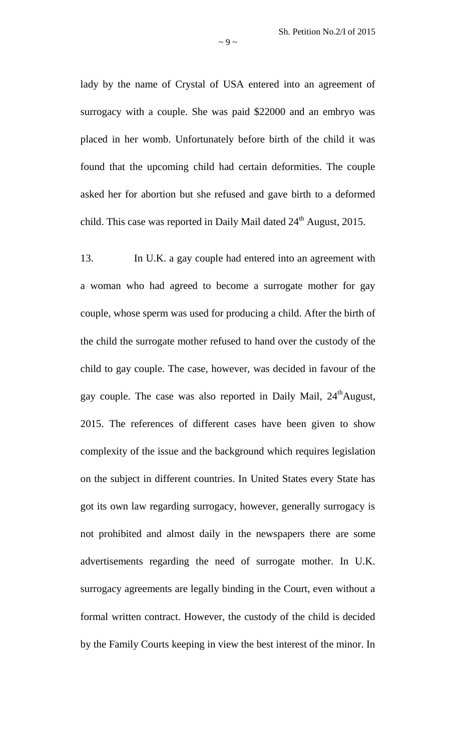lady by the name of Crystal of USA entered into an agreement of surrogacy with a couple. She was paid $22000 and an embryo was placed in her womb. Unfortunately before birth of the child it was found that the upcoming child had certain deformities. The couple asked her for abortion but she refused and gave birth to a deformed child. This case was reported in Daily Mail dated 24th August, 2015.

13. In U.K. a gay couple had entered into an agreement with a woman who had agreed to become a surrogate mother for gay couple, whose sperm was used for producing a child. After the birth of the child the surrogate mother refused to hand over the custody of the child to gay couple. The case, however, was decided in favour of the gay couple. The case was also reported in Daily Mail, 24th August, 2015. The references of different cases have been given to show complexity of the issue and the background which requires legislation on the subject in different countries. In United States every State has got its own law regarding surrogacy, however, generally surrogacy is not prohibited and almost daily in the newspapers there are some advertisements regarding the need of surrogate mother. In U.K. surrogacy agreements are legally binding in the Court, even without a formal written contract. However, the custody of the child is decided by the Family Courts keeping in view the best interest of the minor. In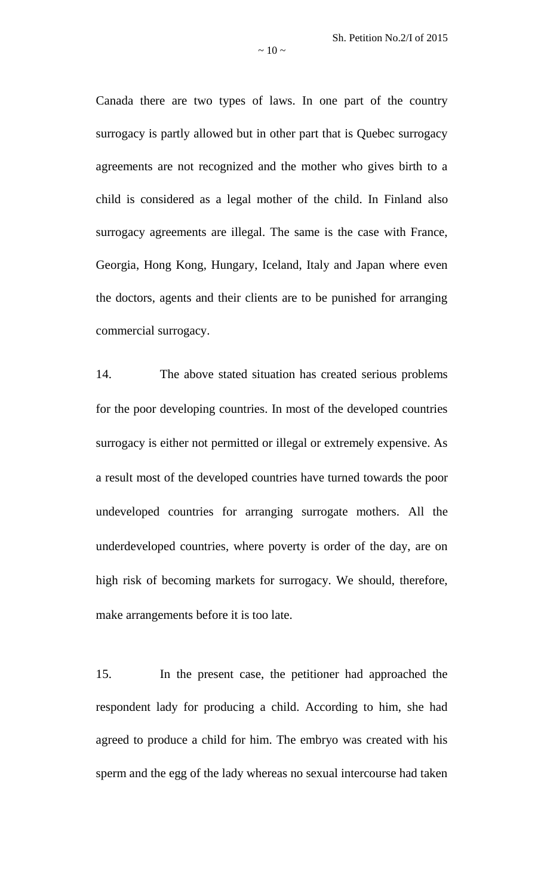Canada there are two types of laws. In one part of the country surrogacy is partly allowed but in other part that is Quebec surrogacy agreements are not recognized and the mother who gives birth to a child is considered as a legal mother of the child. In Finland also surrogacy agreements are illegal. The same is the case with France, Georgia, Hong Kong, Hungary, Iceland, Italy and Japan where even the doctors, agents and their clients are to be punished for arranging commercial surrogacy.

14. The above stated situation has created serious problems for the poor developing countries. In most of the developed countries surrogacy is either not permitted or illegal or extremely expensive. As a result most of the developed countries have turned towards the poor undeveloped countries for arranging surrogate mothers. All the underdeveloped countries, where poverty is order of the day, are on high risk of becoming markets for surrogacy. We should, therefore, make arrangements before it is too late.

15. In the present case, the petitioner had approached the respondent lady for producing a child. According to him, she had agreed to produce a child for him. The embryo was created with his sperm and the egg of the lady whereas no sexual intercourse had taken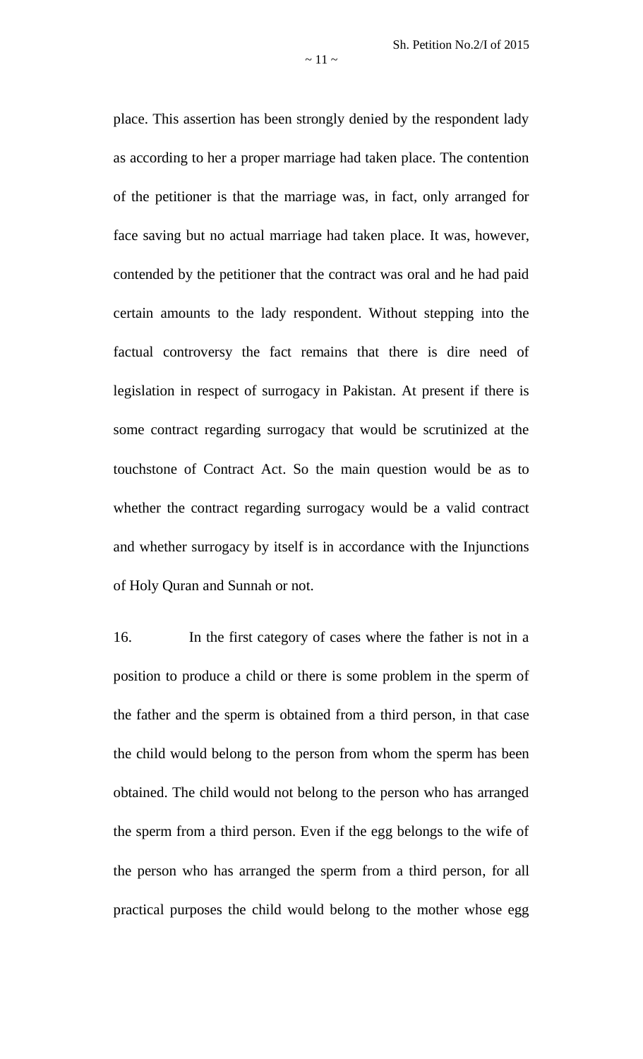place. This assertion has been strongly denied by the respondent lady as according to her a proper marriage had taken place. The contention of the petitioner is that the marriage was, in fact, only arranged for face saving but no actual marriage had taken place. It was, however, contended by the petitioner that the contract was oral and he had paid certain amounts to the lady respondent. Without stepping into the factual controversy the fact remains that there is dire need of legislation in respect of surrogacy in Pakistan. At present if there is some contract regarding surrogacy that would be scrutinized at the touchstone of Contract Act. So the main question would be as to whether the contract regarding surrogacy would be a valid contract and whether surrogacy by itself is in accordance with the Injunctions of Holy Quran and Sunnah or not.

16. In the first category of cases where the father is not in a position to produce a child or there is some problem in the sperm of the father and the sperm is obtained from a third person, in that case the child would belong to the person from whom the sperm has been obtained. The child would not belong to the person who has arranged the sperm from a third person. Even if the egg belongs to the wife of the person who has arranged the sperm from a third person, for all practical purposes the child would belong to the mother whose egg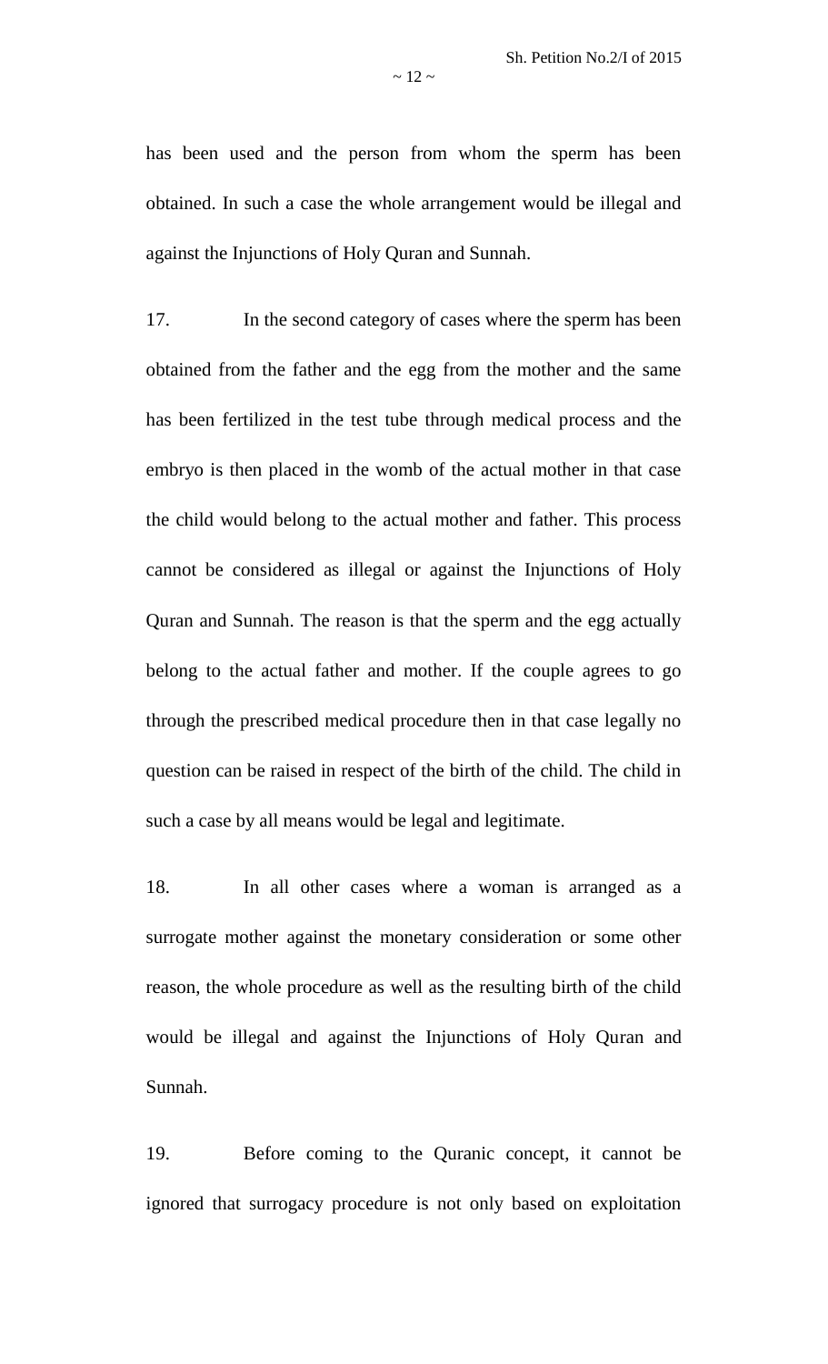has been used and the person from whom the sperm has been obtained. In such a case the whole arrangement would be illegal and against the Injunctions of Holy Quran and Sunnah.

17. In the second category of cases where the sperm has been obtained from the father and the egg from the mother and the same has been fertilized in the test tube through medical process and the embryo is then placed in the womb of the actual mother in that case the child would belong to the actual mother and father. This process cannot be considered as illegal or against the Injunctions of Holy Quran and Sunnah. The reason is that the sperm and the egg actually belong to the actual father and mother. If the couple agrees to go through the prescribed medical procedure then in that case legally no question can be raised in respect of the birth of the child. The child in such a case by all means would be legal and legitimate.

18. In all other cases where a woman is arranged as a surrogate mother against the monetary consideration or some other reason, the whole procedure as well as the resulting birth of the child would be illegal and against the Injunctions of Holy Quran and Sunnah.

19. Before coming to the Quranic concept, it cannot be ignored that surrogacy procedure is not only based on exploitation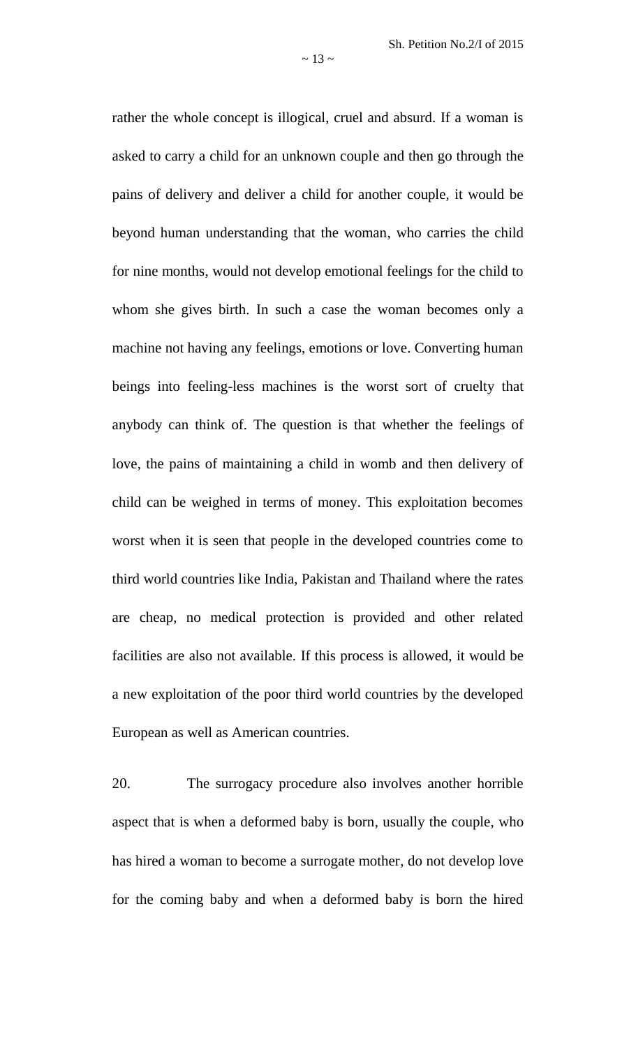rather the whole concept is illogical, cruel and absurd. If a woman is asked to carry a child for an unknown couple and then go through the pains of delivery and deliver a child for another couple, it would be beyond human understanding that the woman, who carries the child for nine months, would not develop emotional feelings for the child to whom she gives birth. In such a case the woman becomes only a machine not having any feelings, emotions or love. Converting human beings into feeling-less machines is the worst sort of cruelty that anybody can think of. The question is that whether the feelings of love, the pains of maintaining a child in womb and then delivery of child can be weighed in terms of money. This exploitation becomes worst when it is seen that people in the developed countries come to third world countries like India, Pakistan and Thailand where the rates are cheap, no medical protection is provided and other related facilities are also not available. If this process is allowed, it would be a new exploitation of the poor third world countries by the developed European as well as American countries.

20. The surrogacy procedure also involves another horrible aspect that is when a deformed baby is born, usually the couple, who has hired a woman to become a surrogate mother, do not develop love for the coming baby and when a deformed baby is born the hired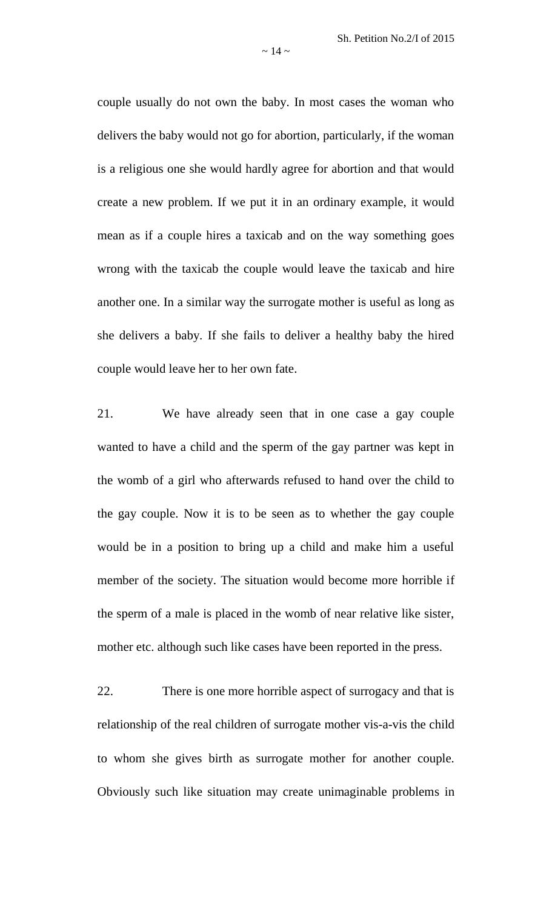couple usually do not own the baby. In most cases the woman who delivers the baby would not go for abortion, particularly, if the woman is a religious one she would hardly agree for abortion and that would create a new problem. If we put it in an ordinary example, it would mean as if a couple hires a taxicab and on the way something goes wrong with the taxicab the couple would leave the taxicab and hire another one. In a similar way the surrogate mother is useful as long as she delivers a baby. If she fails to deliver a healthy baby the hired couple would leave her to her own fate.

21. We have already seen that in one case a gay couple wanted to have a child and the sperm of the gay partner was kept in the womb of a girl who afterwards refused to hand over the child to the gay couple. Now it is to be seen as to whether the gay couple would be in a position to bring up a child and make him a useful member of the society. The situation would become more horrible if the sperm of a male is placed in the womb of near relative like sister, mother etc. although such like cases have been reported in the press.

22. There is one more horrible aspect of surrogacy and that is relationship of the real children of surrogate mother vis-a-vis the child to whom she gives birth as surrogate mother for another couple. Obviously such like situation may create unimaginable problems in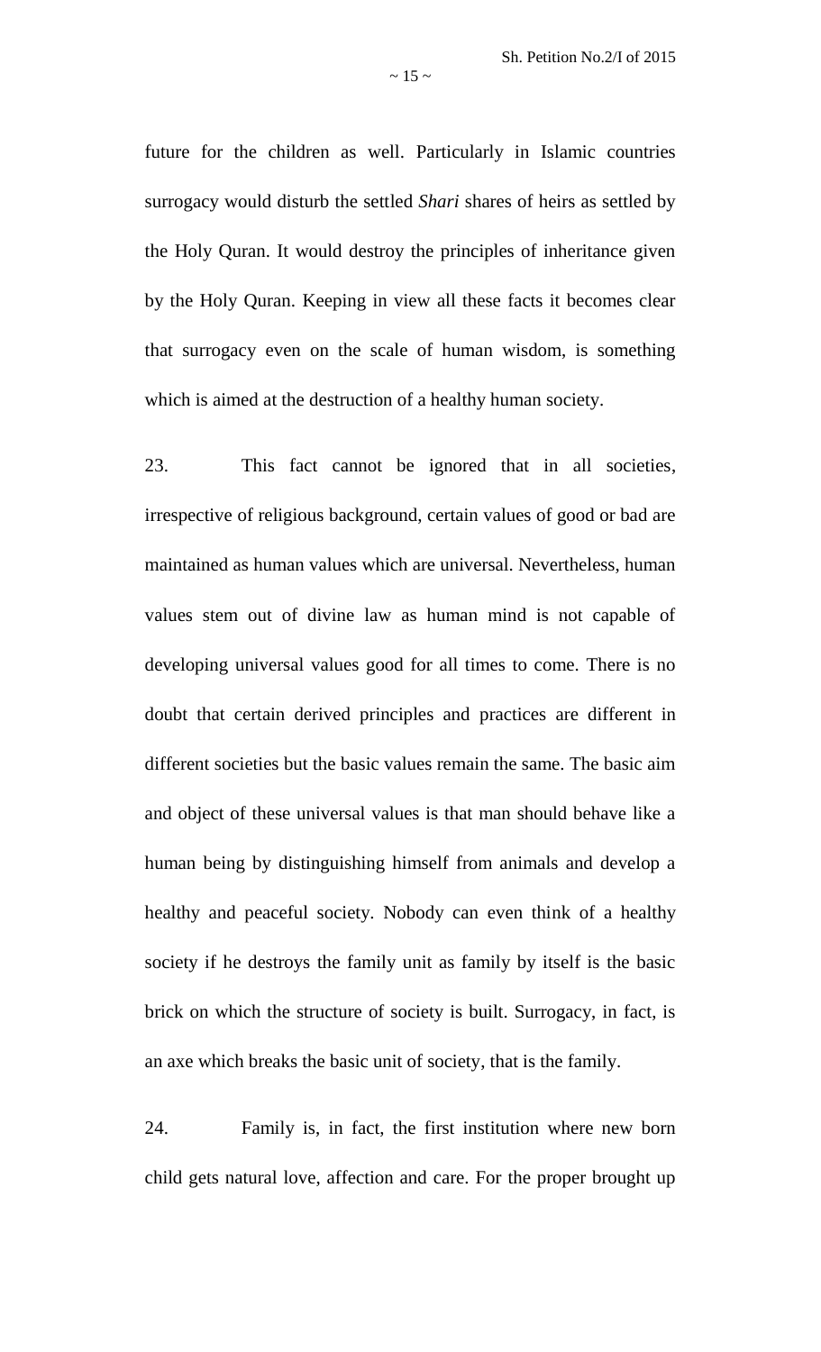future for the children as well. Particularly in Islamic countries surrogacy would disturb the settled *Shari* shares of heirs as settled by the Holy Quran. It would destroy the principles of inheritance given by the Holy Quran. Keeping in view all these facts it becomes clear that surrogacy even on the scale of human wisdom, is something which is aimed at the destruction of a healthy human society.

23. This fact cannot be ignored that in all societies, irrespective of religious background, certain values of good or bad are maintained as human values which are universal. Nevertheless, human values stem out of divine law as human mind is not capable of developing universal values good for all times to come. There is no doubt that certain derived principles and practices are different in different societies but the basic values remain the same. The basic aim and object of these universal values is that man should behave like a human being by distinguishing himself from animals and develop a healthy and peaceful society. Nobody can even think of a healthy society if he destroys the family unit as family by itself is the basic brick on which the structure of society is built. Surrogacy, in fact, is an axe which breaks the basic unit of society, that is the family.

24. Family is, in fact, the first institution where new born child gets natural love, affection and care. For the proper brought up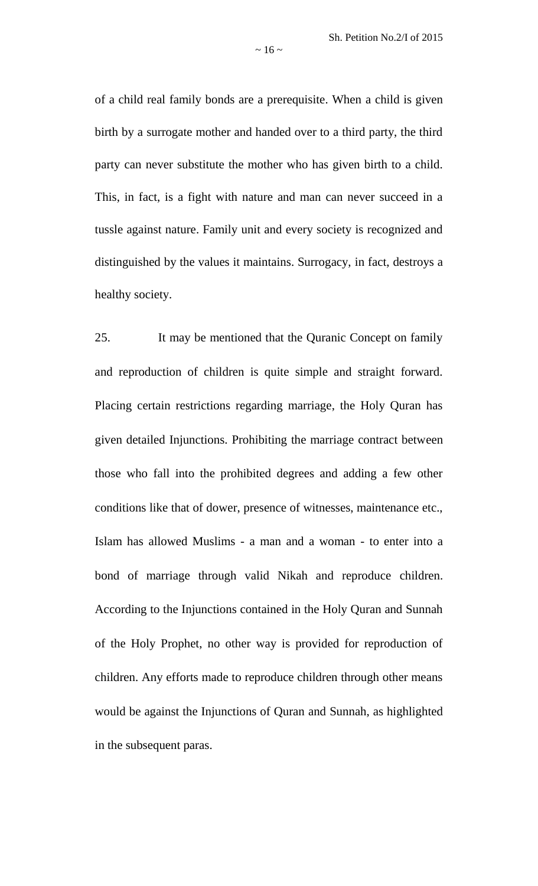of a child real family bonds are a prerequisite. When a child is given birth by a surrogate mother and handed over to a third party, the third party can never substitute the mother who has given birth to a child. This, in fact, is a fight with nature and man can never succeed in a tussle against nature. Family unit and every society is recognized and distinguished by the values it maintains. Surrogacy, in fact, destroys a healthy society.

25. It may be mentioned that the Quranic Concept on family and reproduction of children is quite simple and straight forward. Placing certain restrictions regarding marriage, the Holy Quran has given detailed Injunctions. Prohibiting the marriage contract between those who fall into the prohibited degrees and adding a few other conditions like that of dower, presence of witnesses, maintenance etc., Islam has allowed Muslims - a man and a woman - to enter into a bond of marriage through valid Nikah and reproduce children. According to the Injunctions contained in the Holy Quran and Sunnah of the Holy Prophet, no other way is provided for reproduction of children. Any efforts made to reproduce children through other means would be against the Injunctions of Quran and Sunnah, as highlighted in the subsequent paras.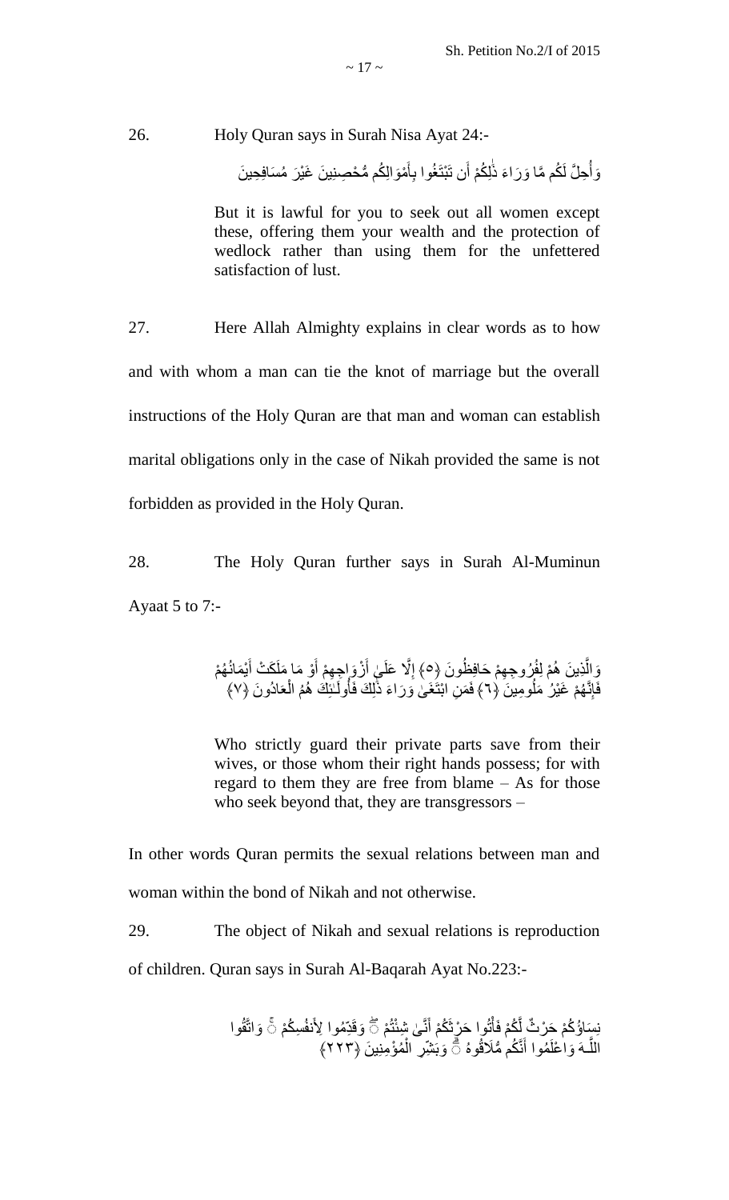26. Holy Quran says in Surah Nisa Ayat 24:-

وَأُحِلَّ لَكُم مَّا وَرَاءَ ذَٰلِكُمْ أَن تَبْتَغُوا بِأَمْوَالِكُم مُّحْصِنِينَ غَيْرَ مُسَافِحِينَ

> But it is lawful for you to seek out all women except these, offering them your wealth and the protection of wedlock rather than using them for the unfettered satisfaction of lust.

27. Here Allah Almighty explains in clear words as to how and with whom a man can tie the knot of marriage but the overall instructions of the Holy Quran are that man and woman can establish marital obligations only in the case of Nikah provided the same is not forbidden as provided in the Holy Quran.

28. The Holy Quran further says in Surah Al-Muminun Ayaat 5 to 7:-

وَالَّذِينَ هُمْ لِفُرُوجِهِمْ حَافِظُونَ ﴿٥﴾ إِلَّا عَلَىٰ أَزْوَاجِهِمْ أَوْ مَا مَلَكَتْ أَيْمَانُهُمْ فَإِنَّهُمْ غَيْرُ مَلُومِينَ ﴿٦﴾ فَمَنِ ابْتَغَىٰ وَرَاءَ ذَٰلِكَ فَأُولَـٰئِكَ هُمُ الْعَادُونَ ﴿٧﴾

> Who strictly guard their private parts save from their wives, or those whom their right hands possess; for with regard to them they are free from blame – As for those who seek beyond that, they are transgressors –

In other words Quran permits the sexual relations between man and woman within the bond of Nikah and not otherwise.

29. The object of Nikah and sexual relations is reproduction of children. Quran says in Surah Al-Baqarah Ayat No.223:-

نِسَاؤُكُمْ حَرْثٌ لَّكُمْ فَأْتُوا حَرْثَكُمْ أَنَّىٰ شِئْتُمْ ۖ وَقَدِّمُوا لِأَنفُسِكُمْ ۚ وَاتَّقُوا اللَّـهَ وَاعْلَمُوا أَنَّكُم مُّلَاقُوهُ ۗ وَبَشِّرِ الْمُؤْمِنِينَ ﴿٢٢٣﴾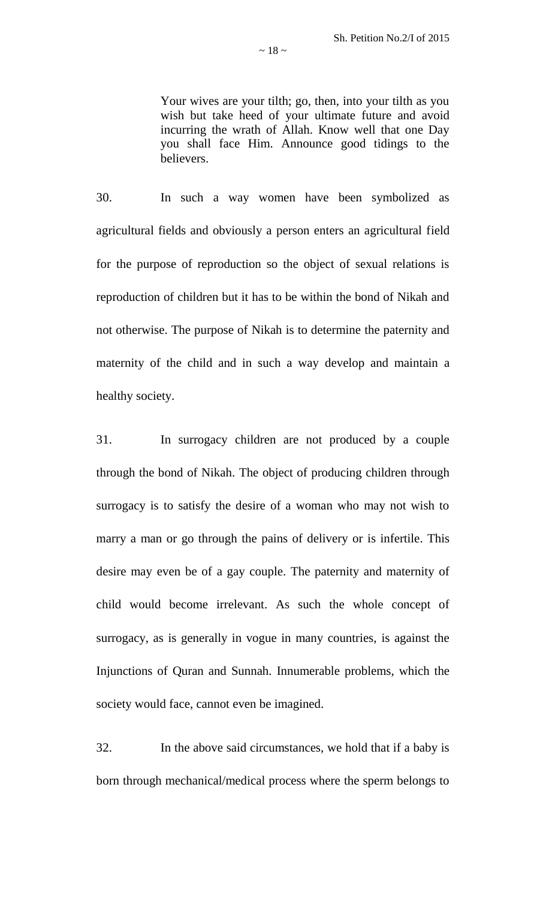> Your wives are your tilth; go, then, into your tilth as you wish but take heed of your ultimate future and avoid incurring the wrath of Allah. Know well that one Day you shall face Him. Announce good tidings to the believers.

30. In such a way women have been symbolized as agricultural fields and obviously a person enters an agricultural field for the purpose of reproduction so the object of sexual relations is reproduction of children but it has to be within the bond of Nikah and not otherwise. The purpose of Nikah is to determine the paternity and maternity of the child and in such a way develop and maintain a healthy society.

31. In surrogacy children are not produced by a couple through the bond of Nikah. The object of producing children through surrogacy is to satisfy the desire of a woman who may not wish to marry a man or go through the pains of delivery or is infertile. This desire may even be of a gay couple. The paternity and maternity of child would become irrelevant. As such the whole concept of surrogacy, as is generally in vogue in many countries, is against the Injunctions of Quran and Sunnah. Innumerable problems, which the society would face, cannot even be imagined.

32. In the above said circumstances, we hold that if a baby is born through mechanical/medical process where the sperm belongs to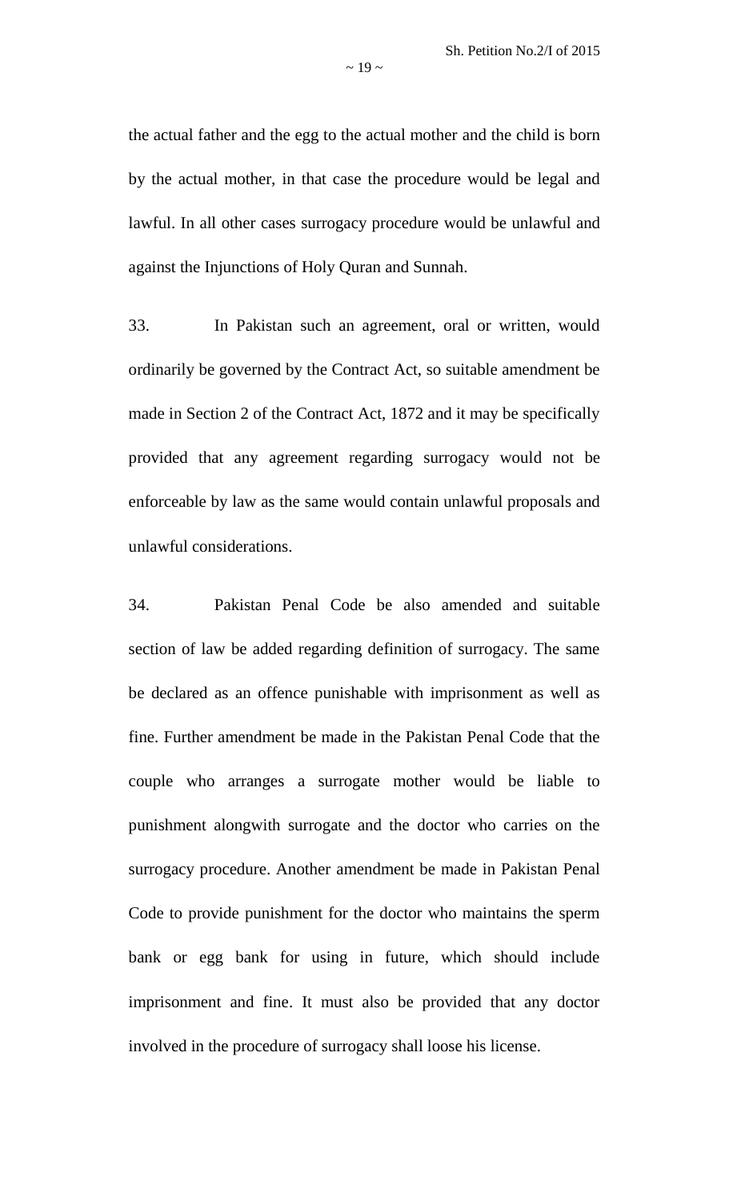the actual father and the egg to the actual mother and the child is born by the actual mother, in that case the procedure would be legal and lawful. In all other cases surrogacy procedure would be unlawful and against the Injunctions of Holy Quran and Sunnah.

33. In Pakistan such an agreement, oral or written, would ordinarily be governed by the Contract Act, so suitable amendment be made in Section 2 of the Contract Act, 1872 and it may be specifically provided that any agreement regarding surrogacy would not be enforceable by law as the same would contain unlawful proposals and unlawful considerations.

34. Pakistan Penal Code be also amended and suitable section of law be added regarding definition of surrogacy. The same be declared as an offence punishable with imprisonment as well as fine. Further amendment be made in the Pakistan Penal Code that the couple who arranges a surrogate mother would be liable to punishment alongwith surrogate and the doctor who carries on the surrogacy procedure. Another amendment be made in Pakistan Penal Code to provide punishment for the doctor who maintains the sperm bank or egg bank for using in future, which should include imprisonment and fine. It must also be provided that any doctor involved in the procedure of surrogacy shall loose his license.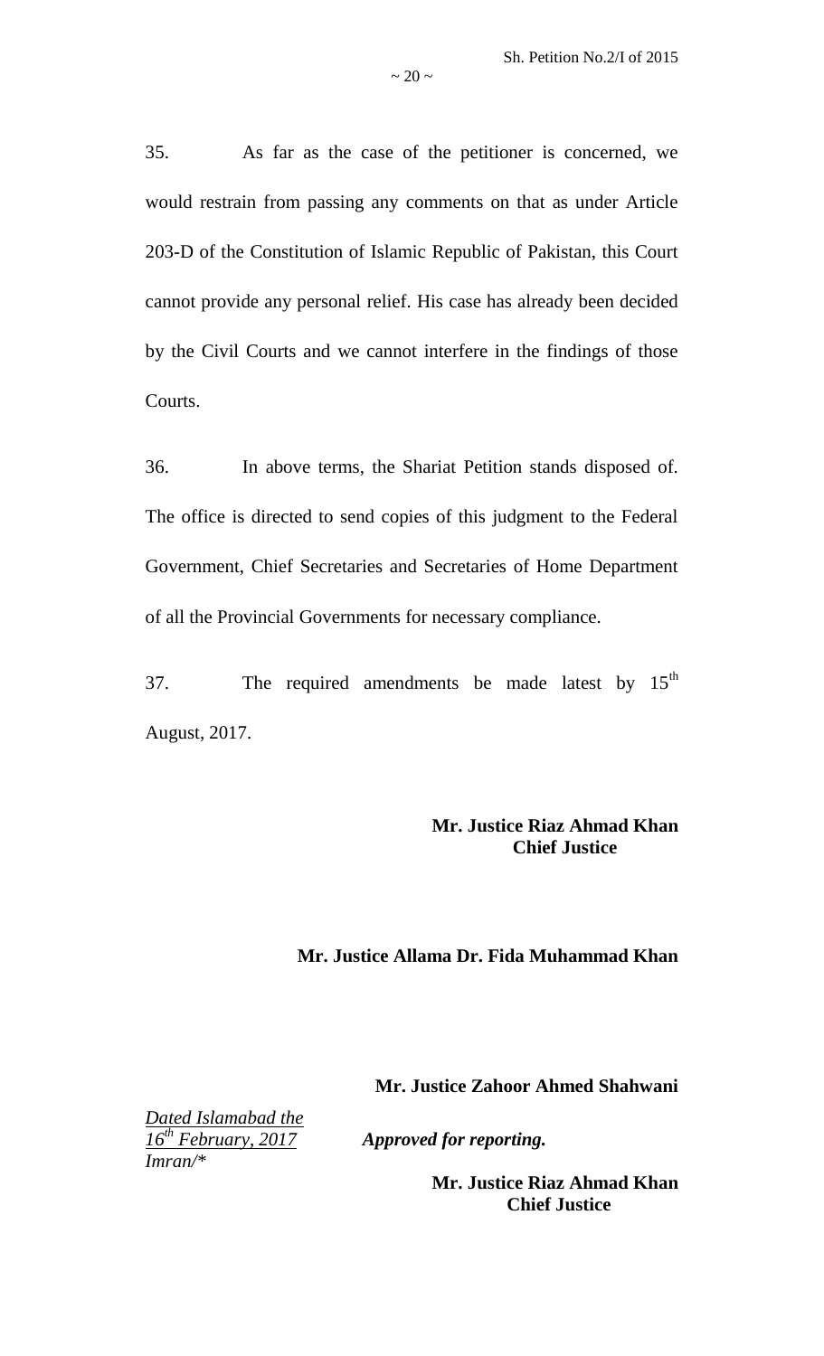35. As far as the case of the petitioner is concerned, we would restrain from passing any comments on that as under Article 203-D of the Constitution of Islamic Republic of Pakistan, this Court cannot provide any personal relief. His case has already been decided by the Civil Courts and we cannot interfere in the findings of those Courts.

36. In above terms, the Shariat Petition stands disposed of. The office is directed to send copies of this judgment to the Federal Government, Chief Secretaries and Secretaries of Home Department of all the Provincial Governments for necessary compliance.

37. The required amendments be made latest by 15th August, 2017.

**Mr. Justice Riaz Ahmad Khan**
**Chief Justice**

**Mr. Justice Allama Dr. Fida Muhammad Khan**

**Mr. Justice Zahoor Ahmed Shahwani**

*Dated Islamabad the*
*16th February, 2017*
*Imran/**

***Approved for reporting.***

**Mr. Justice Riaz Ahmad Khan**
**Chief Justice**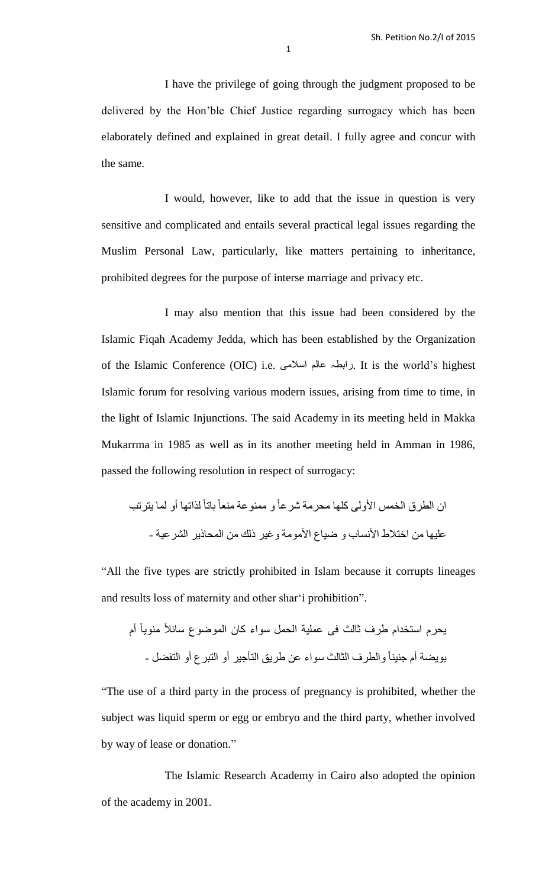I have the privilege of going through the judgment proposed to be delivered by the Hon'ble Chief Justice regarding surrogacy which has been elaborately defined and explained in great detail. I fully agree and concur with the same.

I would, however, like to add that the issue in question is very sensitive and complicated and entails several practical legal issues regarding the Muslim Personal Law, particularly, like matters pertaining to inheritance, prohibited degrees for the purpose of interse marriage and privacy etc.

I may also mention that this issue had been considered by the Islamic Fiqah Academy Jedda, which has been established by the Organization of the Islamic Conference (OIC) i.e. رابطہ عالم اسلامی. It is the world's highest Islamic forum for resolving various modern issues, arising from time to time, in the light of Islamic Injunctions. The said Academy in its meeting held in Makka Mukarrma in 1985 as well as in its another meeting held in Amman in 1986, passed the following resolution in respect of surrogacy:

ان الطرق الخمس الأولى كلها محرمة شرعاً و ممنوعة منعاً باتاً لذاتها أو لما يترتب عليها من اختلاط الأنساب و ضياع الأمومة وغير ذلك من المحاذير الشرعية ۔

"All the five types are strictly prohibited in Islam because it corrupts lineages and results loss of maternity and other shar'i prohibition".

يحرم استخدام طرف ثالث فى عملية الحمل سواء كان الموضوع سائلاً منوياً أم بويضة أم جنيناً والطرف الثالث سواء عن طريق التأجير أو التبرع أو التفضل ۔

"The use of a third party in the process of pregnancy is prohibited, whether the subject was liquid sperm or egg or embryo and the third party, whether involved by way of lease or donation."

The Islamic Research Academy in Cairo also adopted the opinion of the academy in 2001.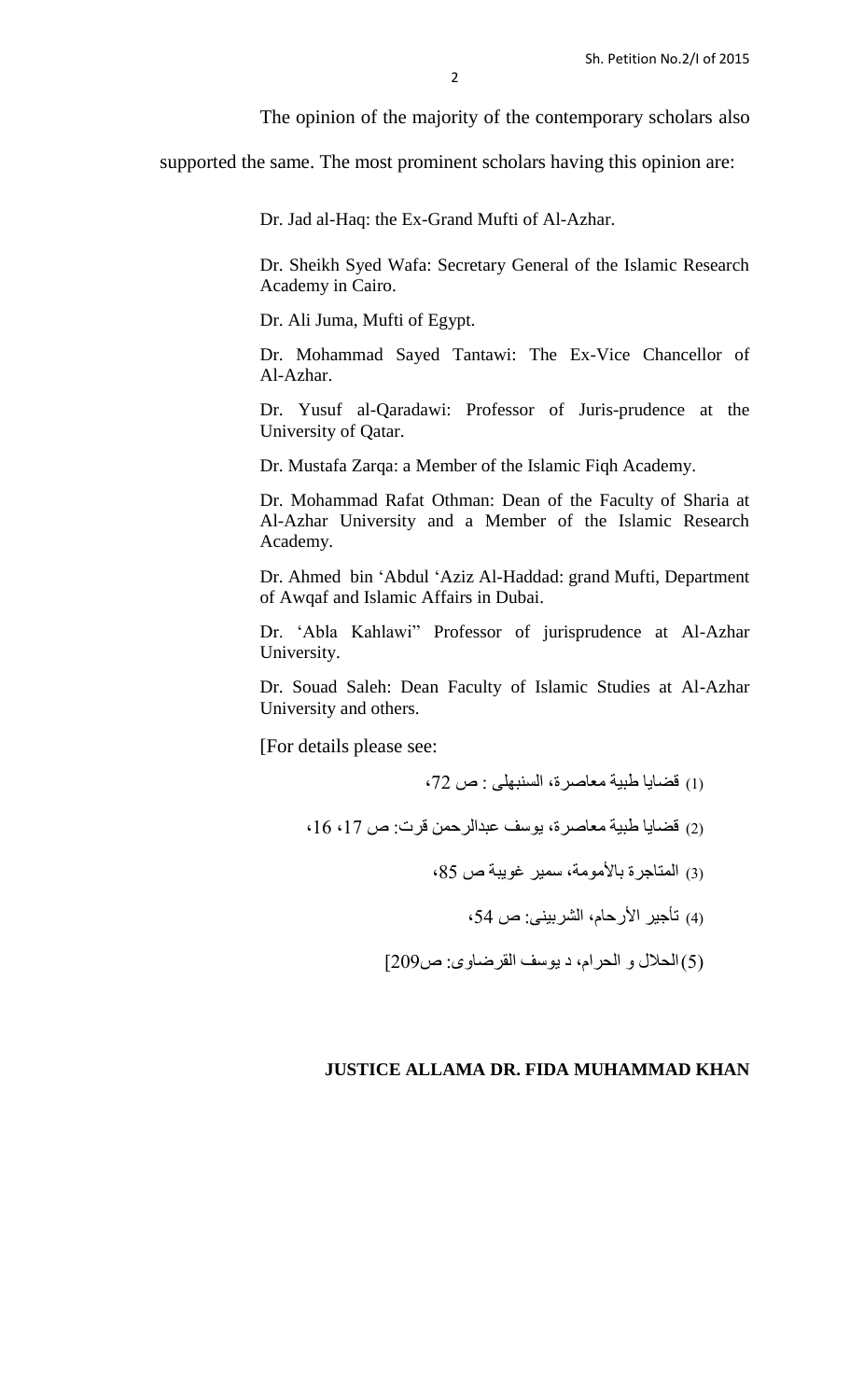The opinion of the majority of the contemporary scholars also supported the same. The most prominent scholars having this opinion are:

Dr. Jad al-Haq: the Ex-Grand Mufti of Al-Azhar.

Dr. Sheikh Syed Wafa: Secretary General of the Islamic Research Academy in Cairo.

Dr. Ali Juma, Mufti of Egypt.

Dr. Mohammad Sayed Tantawi: The Ex-Vice Chancellor of Al-Azhar.

Dr. Yusuf al-Qaradawi: Professor of Juris-prudence at the University of Qatar.

Dr. Mustafa Zarqa: a Member of the Islamic Fiqh Academy.

Dr. Mohammad Rafat Othman: Dean of the Faculty of Sharia at Al-Azhar University and a Member of the Islamic Research Academy.

Dr. Ahmed bin 'Abdul 'Aziz Al-Haddad: grand Mufti, Department of Awqaf and Islamic Affairs in Dubai.

Dr. 'Abla Kahlawi" Professor of jurisprudence at Al-Azhar University.

Dr. Souad Saleh: Dean Faculty of Islamic Studies at Al-Azhar University and others.

[For details please see:

(1) قضايا طبية معاصرة، السنبهلى : ص 72،

(2) قضايا طبية معاصرة، يوسف عبدالرحمن قرت: ص 17، 16،

(3) المتاجرة بالأمومة، سمير غويبة ص 85،

(4) تأجير الأرحام، الشربينى: ص 54،

(5) الحلال و الحرام، د يوسف القرضاوى: ص209]

**JUSTICE ALLAMA DR. FIDA MUHAMMAD KHAN**